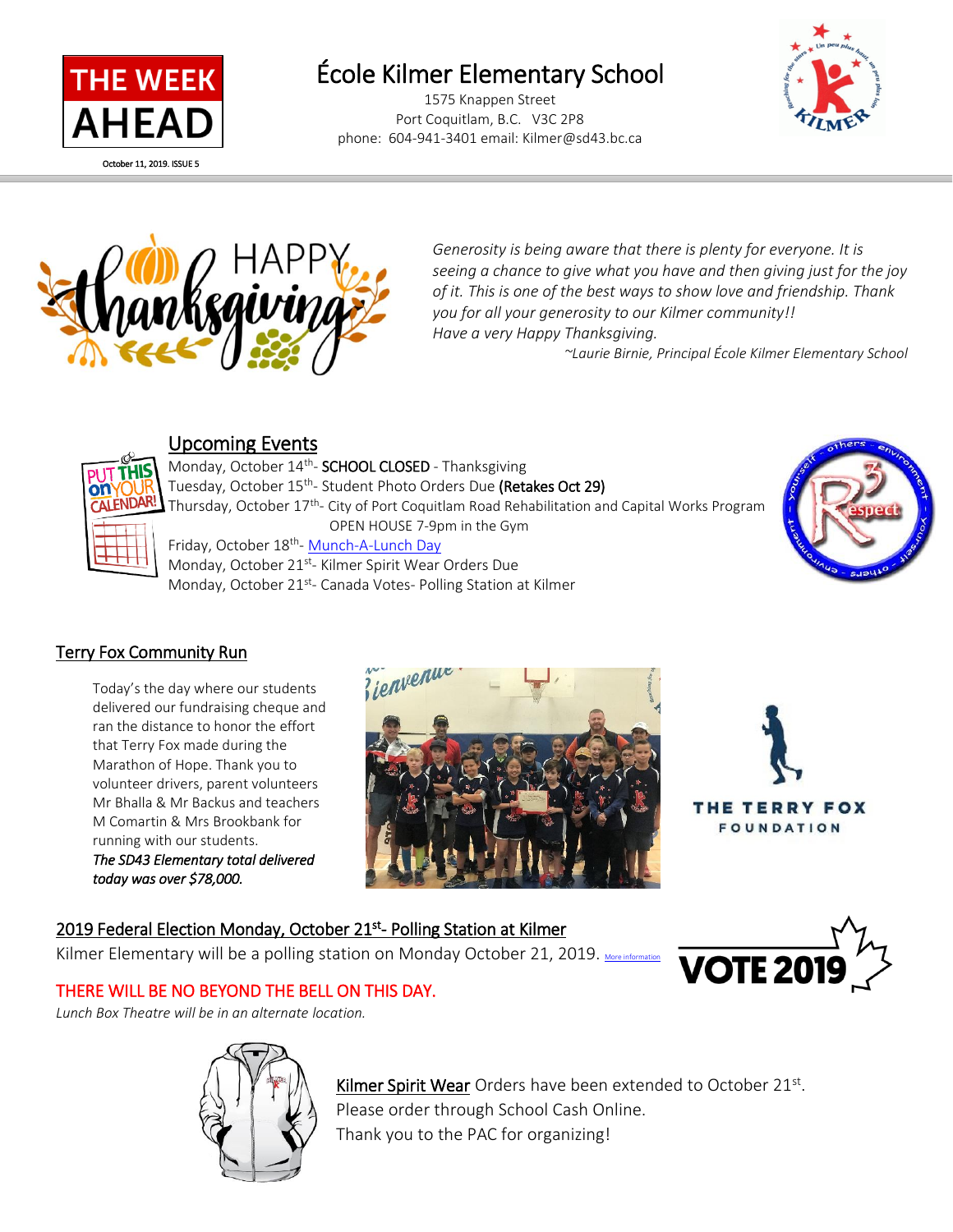THE WEEK AHEAD

October 11, 2019. ISSUE 5

# École Kilmer Elementary School

1575 Knappen Street
Port Coquitlam, B.C. V3C 2P8
phone: 604-941-3401 email: Kilmer@sd43.bc.ca

*Generosity is being aware that there is plenty for everyone. It is seeing a chance to give what you have and then giving just for the joy of it. This is one of the best ways to show love and friendship. Thank you for all your generosity to our Kilmer community!!*
*Have a very Happy Thanksgiving.*

*~Laurie Birnie, Principal École Kilmer Elementary School*

## Upcoming Events

Monday, October 14th- SCHOOL CLOSED - Thanksgiving
Tuesday, October 15th- Student Photo Orders Due **(Retakes Oct 29)**
Thursday, October 17th- City of Port Coquitlam Road Rehabilitation and Capital Works Program OPEN HOUSE 7-9pm in the Gym
Friday, October 18th- Munch-A-Lunch Day
Monday, October 21st- Kilmer Spirit Wear Orders Due
Monday, October 21st- Canada Votes- Polling Station at Kilmer

## Terry Fox Community Run

Today's the day where our students delivered our fundraising cheque and ran the distance to honor the effort that Terry Fox made during the Marathon of Hope. Thank you to volunteer drivers, parent volunteers Mr Bhalla & Mr Backus and teachers M Comartin & Mrs Brookbank for running with our students.

***The SD43 Elementary total delivered today was over $78,000.***

## 2019 Federal Election Monday, October 21st- Polling Station at Kilmer

Kilmer Elementary will be a polling station on Monday October 21, 2019. More information

THERE WILL BE NO BEYOND THE BELL ON THIS DAY.

*Lunch Box Theatre will be in an alternate location.*

Kilmer Spirit Wear Orders have been extended to October 21st.
Please order through School Cash Online.
Thank you to the PAC for organizing!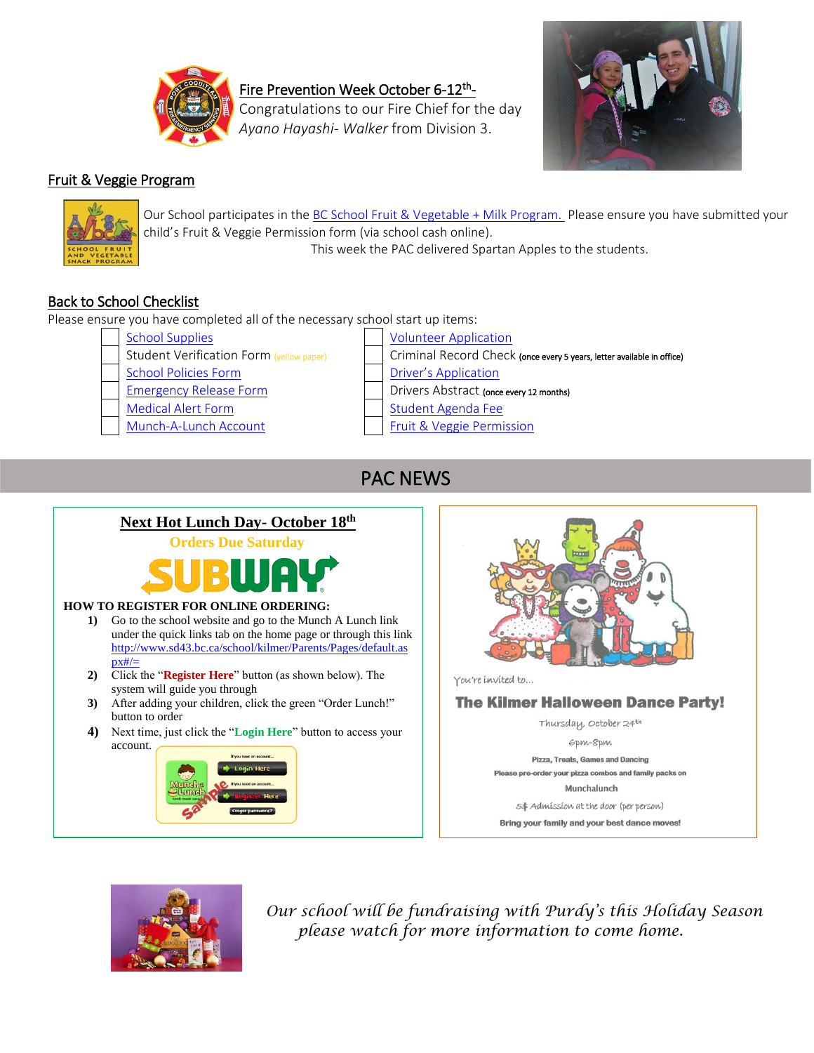## Fire Prevention Week October 6-12th-

Congratulations to our Fire Chief for the day *Ayano Hayashi- Walker* from Division 3.

## Fruit & Veggie Program

Our School participates in the BC School Fruit & Vegetable + Milk Program. Please ensure you have submitted your child's Fruit & Veggie Permission form (via school cash online).

This week the PAC delivered Spartan Apples to the students.

## Back to School Checklist

Please ensure you have completed all of the necessary school start up items:

- [ ] School Supplies
- [ ] Student Verification Form (yellow paper)
- [ ] School Policies Form
- [ ] Emergency Release Form
- [ ] Medical Alert Form
- [ ] Munch-A-Lunch Account
- [ ] Volunteer Application
- [ ] Criminal Record Check (once every 5 years, letter available in office)
- [ ] Driver's Application
- [ ] Drivers Abstract (once every 12 months)
- [ ] Student Agenda Fee
- [ ] Fruit & Veggie Permission

# PAC NEWS

## Next Hot Lunch Day- October 18th

**Orders Due Saturday**

SUBWAY

**HOW TO REGISTER FOR ONLINE ORDERING:**

1) Go to the school website and go to the Munch A Lunch link under the quick links tab on the home page or through this link http://www.sd43.bc.ca/school/kilmer/Parents/Pages/default.aspx#/=
2) Click the "**Register Here**" button (as shown below). The system will guide you through
3) After adding your children, click the green "Order Lunch!" button to order
4) Next time, just click the "**Login Here**" button to access your account.

You're invited to...

**The Kilmer Halloween Dance Party!**

Thursday, October 24th

6pm-8pm

Pizza, Treats, Games and Dancing

Please pre-order your pizza combos and family packs on

Munchalunch

5$ Admission at the door (per person)

Bring your family and your best dance moves!

*Our school will be fundraising with Purdy's this Holiday Season please watch for more information to come home.*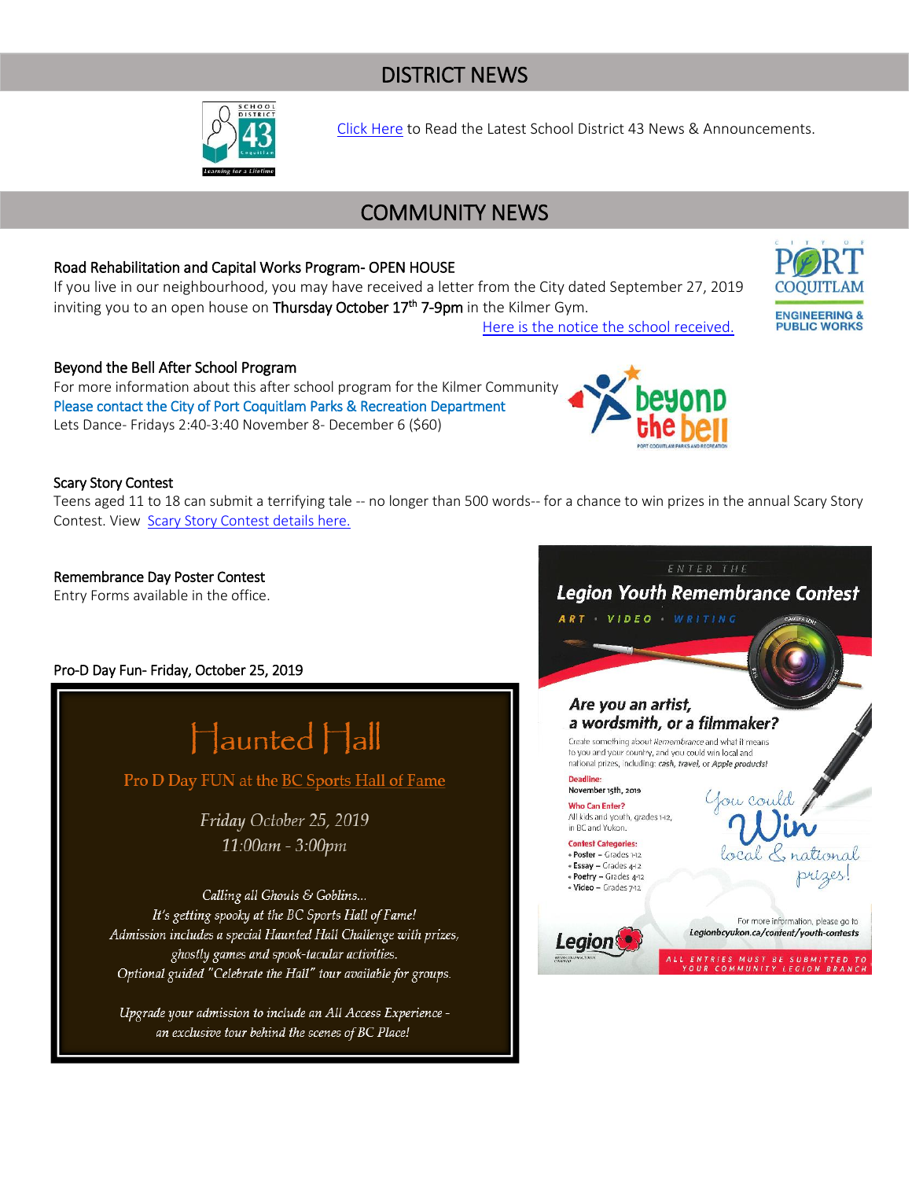# DISTRICT NEWS

Click Here to Read the Latest School District 43 News & Announcements.

# COMMUNITY NEWS

### Road Rehabilitation and Capital Works Program- OPEN HOUSE

If you live in our neighbourhood, you may have received a letter from the City dated September 27, 2019 inviting you to an open house on **Thursday October 17th 7-9pm** in the Kilmer Gym.

Here is the notice the school received.

### Beyond the Bell After School Program

For more information about this after school program for the Kilmer Community
Please contact the City of Port Coquitlam Parks & Recreation Department
Lets Dance- Fridays 2:40-3:40 November 8- December 6 ($60)

### Scary Story Contest

Teens aged 11 to 18 can submit a terrifying tale -- no longer than 500 words-- for a chance to win prizes in the annual Scary Story Contest. View Scary Story Contest details here.

### Remembrance Day Poster Contest

Entry Forms available in the office.

### Pro-D Day Fun- Friday, October 25, 2019

**Haunted Hall**

Pro D Day FUN at the BC Sports Hall of Fame

*Friday October 25, 2019*
*11:00am - 3:00pm*

*Calling all Ghouls & Goblins...*
*It's getting spooky at the BC Sports Hall of Fame!*
*Admission includes a special Haunted Hall Challenge with prizes, ghostly games and spook-tacular activities.*
*Optional guided "Celebrate the Hall" tour available for groups.*

*Upgrade your admission to include an All Access Experience - an exclusive tour behind the scenes of BC Place!*

ENTER THE

**Legion Youth Remembrance Contest**

ART • VIDEO • WRITING

**Are you an artist, a wordsmith, or a filmmaker?**

Create something about *Remembrance* and what it means to you and your country, and you could win local and national prizes, including: *cash, travel, or Apple products!*

**Deadline:**
November 15th, 2019

**Who Can Enter?**
All kids and youth, grades 1-12, in BC and Yukon.

**Contest Categories:**
- Poster – Grades 1-12
- Essay – Grades 4-12
- Poetry – Grades 4-12
- Video – Grades 7-12

You could Win local & national prizes!

For more information, please go to Legionbcyukon.ca/content/youth-contests

ALL ENTRIES MUST BE SUBMITTED TO YOUR COMMUNITY LEGION BRANCH